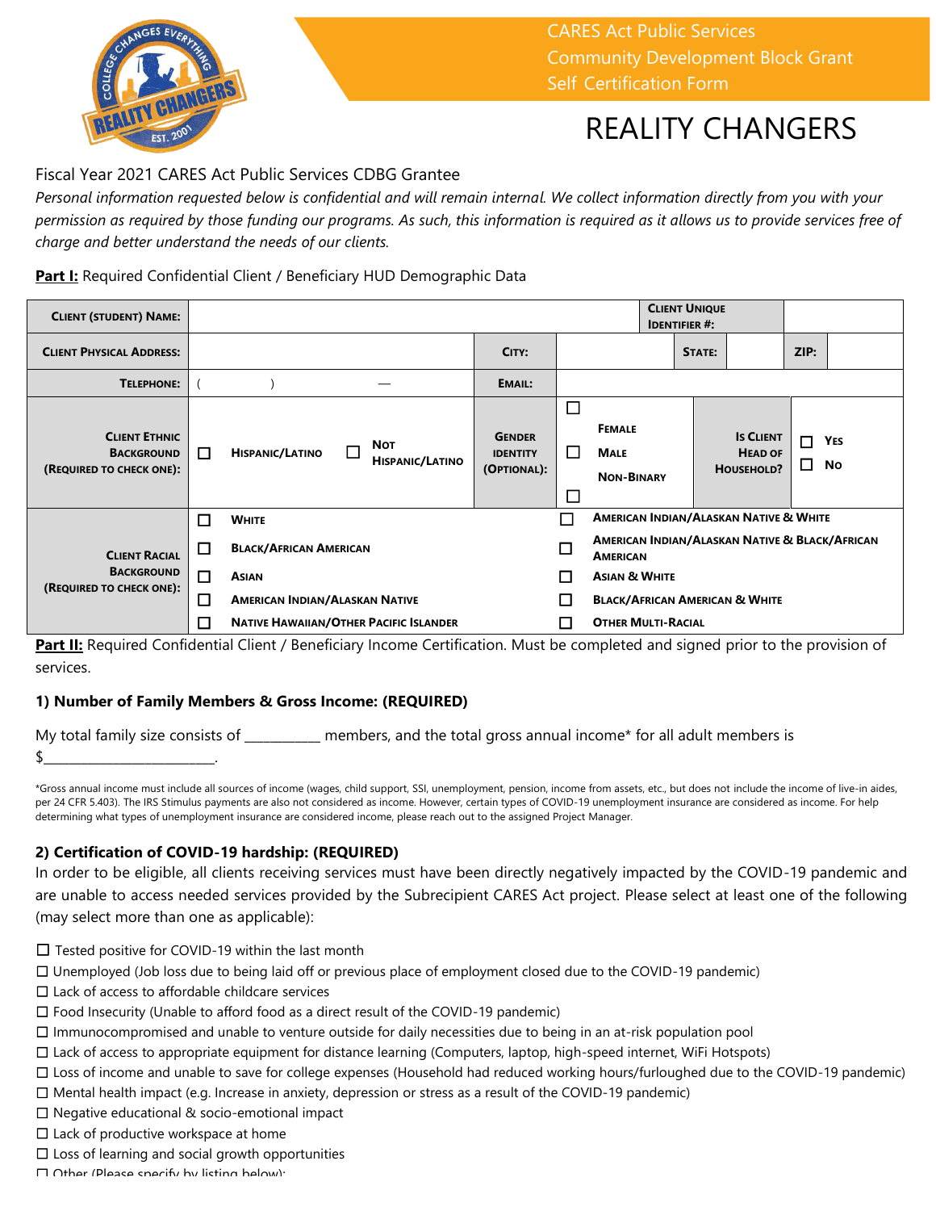CARES Act Public Services
Community Development Block Grant
Self Certification Form

# REALITY CHANGERS

Fiscal Year 2021 CARES Act Public Services CDBG Grantee

*Personal information requested below is confidential and will remain internal. We collect information directly from you with your permission as required by those funding our programs. As such, this information is required as it allows us to provide services free of charge and better understand the needs of our clients.*

**Part I:** Required Confidential Client / Beneficiary HUD Demographic Data

| **Client (Student) Name:** | | | | **Client Unique Identifier #:** | | | |
|---|---|---|---|---|---|---|---|
| **Client Physical Address:** | | **City:** | | **State:** | | **ZIP:** | |
| **Telephone:** | ( ) — | **Email:** | | | | | |
| **Client Ethnic Background (Required to check one):** | ☐ **Hispanic/Latino** ☐ **Not Hispanic/Latino** | **Gender Identity (Optional):** | ☐ **Female** ☐ **Male** ☐ **Non-Binary** | **Is Client Head of Household?** | ☐ **Yes** ☐ **No** | | |
| **Client Racial Background (Required to check one):** | ☐ **White** | | ☐ **American Indian/Alaskan Native & White** | | | | |
| | ☐ **Black/African American** | | ☐ **American Indian/Alaskan Native & Black/African American** | | | | |
| | ☐ **Asian** | | ☐ **Asian & White** | | | | |
| | ☐ **American Indian/Alaskan Native** | | ☐ **Black/African American & White** | | | | |
| | ☐ **Native Hawaiian/Other Pacific Islander** | | ☐ **Other Multi-Racial** | | | | |

**Part II:** Required Confidential Client / Beneficiary Income Certification. Must be completed and signed prior to the provision of services.

### 1) Number of Family Members & Gross Income: (REQUIRED)

My total family size consists of __________ members, and the total gross annual income* for all adult members is $________________________.

*Gross annual income must include all sources of income (wages, child support, SSI, unemployment, pension, income from assets, etc., but does not include the income of live-in aides, per 24 CFR 5.403). The IRS Stimulus payments are also not considered as income. However, certain types of COVID-19 unemployment insurance are considered as income. For help determining what types of unemployment insurance are considered income, please reach out to the assigned Project Manager.

### 2) Certification of COVID-19 hardship: (REQUIRED)

In order to be eligible, all clients receiving services must have been directly negatively impacted by the COVID-19 pandemic and are unable to access needed services provided by the Subrecipient CARES Act project. Please select at least one of the following (may select more than one as applicable):

☐ Tested positive for COVID-19 within the last month
☐ Unemployed (Job loss due to being laid off or previous place of employment closed due to the COVID-19 pandemic)
☐ Lack of access to affordable childcare services
☐ Food Insecurity (Unable to afford food as a direct result of the COVID-19 pandemic)
☐ Immunocompromised and unable to venture outside for daily necessities due to being in an at-risk population pool
☐ Lack of access to appropriate equipment for distance learning (Computers, laptop, high-speed internet, WiFi Hotspots)
☐ Loss of income and unable to save for college expenses (Household had reduced working hours/furloughed due to the COVID-19 pandemic)
☐ Mental health impact (e.g. Increase in anxiety, depression or stress as a result of the COVID-19 pandemic)
☐ Negative educational & socio-emotional impact
☐ Lack of productive workspace at home
☐ Loss of learning and social growth opportunities
☐ Other (Please specify by listing below):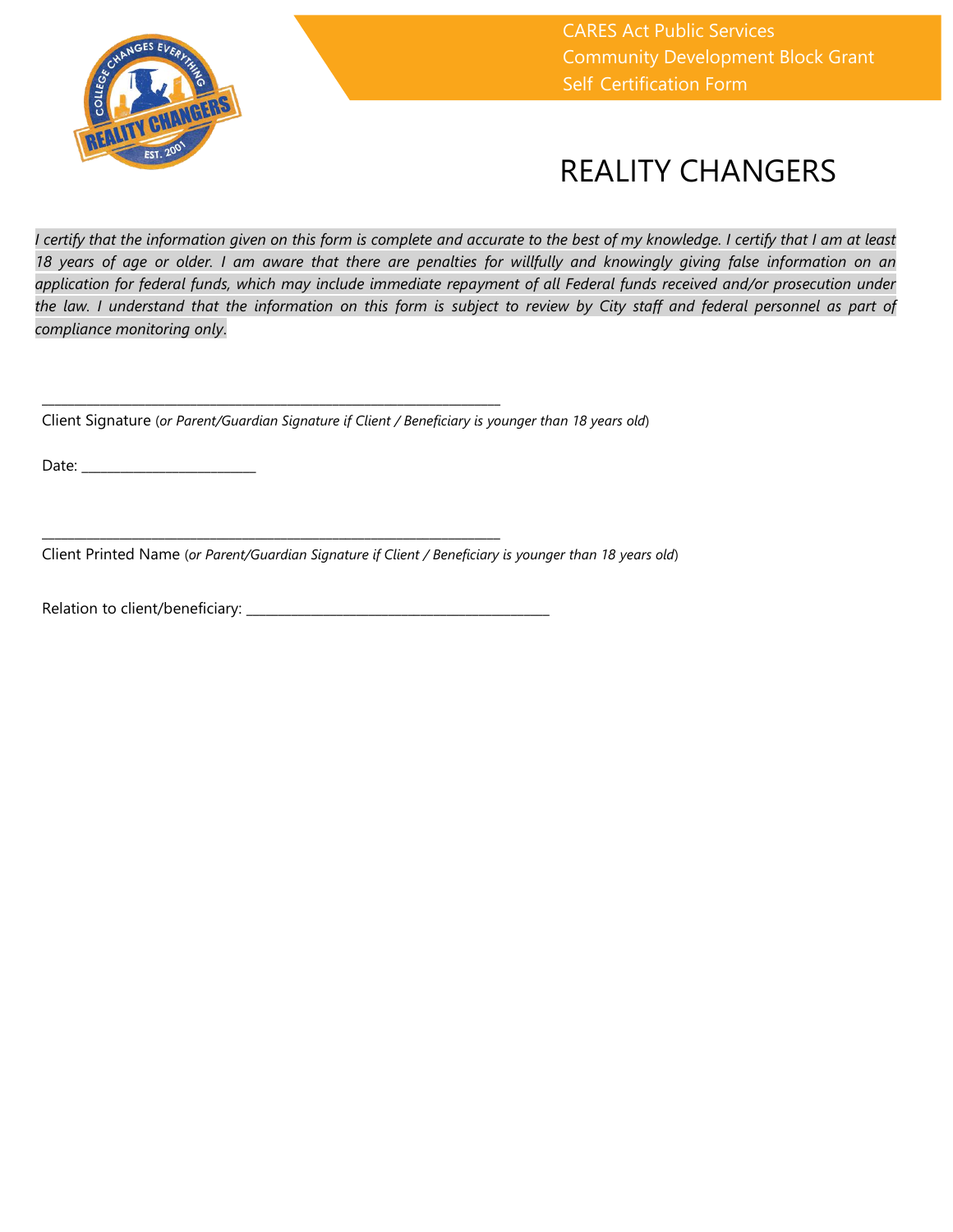CARES Act Public Services
Community Development Block Grant
Self Certification Form

# REALITY CHANGERS

*I certify that the information given on this form is complete and accurate to the best of my knowledge. I certify that I am at least 18 years of age or older. I am aware that there are penalties for willfully and knowingly giving false information on an application for federal funds, which may include immediate repayment of all Federal funds received and/or prosecution under the law. I understand that the information on this form is subject to review by City staff and federal personnel as part of compliance monitoring only.*

_______________________________________________________________

Client Signature (*or Parent/Guardian Signature if Client / Beneficiary is younger than 18 years old*)

Date: ________________________

_______________________________________________________________

Client Printed Name (*or Parent/Guardian Signature if Client / Beneficiary is younger than 18 years old*)

Relation to client/beneficiary: __________________________________________